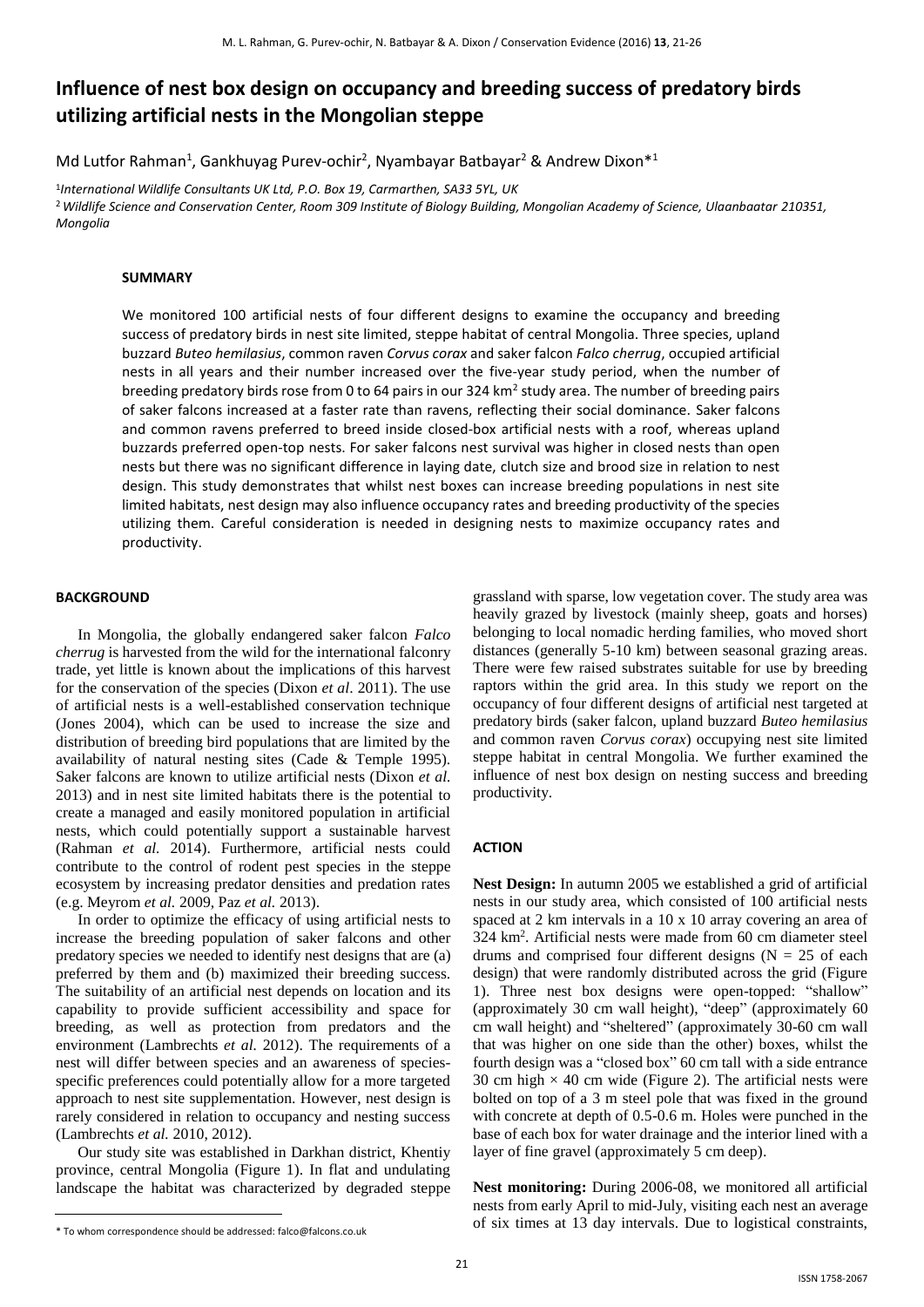# Influence of nest box design on occupancy and breeding success of predatory birds utilizing artificial nests in the Mongolian steppe

Md Lutfor Rahman[1], Gankhuyag Purev-ochir[2], Nyambayar Batbayar[2] & Andrew Dixon*[1]

[1] *International Wildlife Consultants UK Ltd, P.O. Box 19, Carmarthen, SA33 5YL, UK*

[2] *Wildlife Science and Conservation Center, Room 309 Institute of Biology Building, Mongolian Academy of Science, Ulaanbaatar 210351, Mongolia*

## SUMMARY

We monitored 100 artificial nests of four different designs to examine the occupancy and breeding success of predatory birds in nest site limited, steppe habitat of central Mongolia. Three species, upland buzzard *Buteo hemilasius*, common raven *Corvus corax* and saker falcon *Falco cherrug*, occupied artificial nests in all years and their number increased over the five-year study period, when the number of breeding predatory birds rose from 0 to 64 pairs in our 324 km² study area. The number of breeding pairs of saker falcons increased at a faster rate than ravens, reflecting their social dominance. Saker falcons and common ravens preferred to breed inside closed-box artificial nests with a roof, whereas upland buzzards preferred open-top nests. For saker falcons nest survival was higher in closed nests than open nests but there was no significant difference in laying date, clutch size and brood size in relation to nest design. This study demonstrates that whilst nest boxes can increase breeding populations in nest site limited habitats, nest design may also influence occupancy rates and breeding productivity of the species utilizing them. Careful consideration is needed in designing nests to maximize occupancy rates and productivity.

## BACKGROUND

In Mongolia, the globally endangered saker falcon *Falco cherrug* is harvested from the wild for the international falconry trade, yet little is known about the implications of this harvest for the conservation of the species (Dixon *et al*. 2011). The use of artificial nests is a well-established conservation technique (Jones 2004), which can be used to increase the size and distribution of breeding bird populations that are limited by the availability of natural nesting sites (Cade & Temple 1995). Saker falcons are known to utilize artificial nests (Dixon *et al.* 2013) and in nest site limited habitats there is the potential to create a managed and easily monitored population in artificial nests, which could potentially support a sustainable harvest (Rahman *et al.* 2014). Furthermore, artificial nests could contribute to the control of rodent pest species in the steppe ecosystem by increasing predator densities and predation rates (e.g. Meyrom *et al.* 2009, Paz *et al.* 2013).

In order to optimize the efficacy of using artificial nests to increase the breeding population of saker falcons and other predatory species we needed to identify nest designs that are (a) preferred by them and (b) maximized their breeding success. The suitability of an artificial nest depends on location and its capability to provide sufficient accessibility and space for breeding, as well as protection from predators and the environment (Lambrechts *et al.* 2012). The requirements of a nest will differ between species and an awareness of species-specific preferences could potentially allow for a more targeted approach to nest site supplementation. However, nest design is rarely considered in relation to occupancy and nesting success (Lambrechts *et al.* 2010, 2012).

Our study site was established in Darkhan district, Khentiy province, central Mongolia (Figure 1). In flat and undulating landscape the habitat was characterized by degraded steppe grassland with sparse, low vegetation cover. The study area was heavily grazed by livestock (mainly sheep, goats and horses) belonging to local nomadic herding families, who moved short distances (generally 5-10 km) between seasonal grazing areas. There were few raised substrates suitable for use by breeding raptors within the grid area. In this study we report on the occupancy of four different designs of artificial nest targeted at predatory birds (saker falcon, upland buzzard *Buteo hemilasius* and common raven *Corvus corax*) occupying nest site limited steppe habitat in central Mongolia. We further examined the influence of nest box design on nesting success and breeding productivity.

## ACTION

**Nest Design:** In autumn 2005 we established a grid of artificial nests in our study area, which consisted of 100 artificial nests spaced at 2 km intervals in a 10 x 10 array covering an area of 324 km². Artificial nests were made from 60 cm diameter steel drums and comprised four different designs (N = 25 of each design) that were randomly distributed across the grid (Figure 1). Three nest box designs were open-topped: "shallow" (approximately 30 cm wall height), "deep" (approximately 60 cm wall height) and "sheltered" (approximately 30-60 cm wall that was higher on one side than the other) boxes, whilst the fourth design was a "closed box" 60 cm tall with a side entrance 30 cm high × 40 cm wide (Figure 2). The artificial nests were bolted on top of a 3 m steel pole that was fixed in the ground with concrete at depth of 0.5-0.6 m. Holes were punched in the base of each box for water drainage and the interior lined with a layer of fine gravel (approximately 5 cm deep).

**Nest monitoring:** During 2006-08, we monitored all artificial nests from early April to mid-July, visiting each nest an average of six times at 13 day intervals. Due to logistical constraints,

\* To whom correspondence should be addressed: falco@falcons.co.uk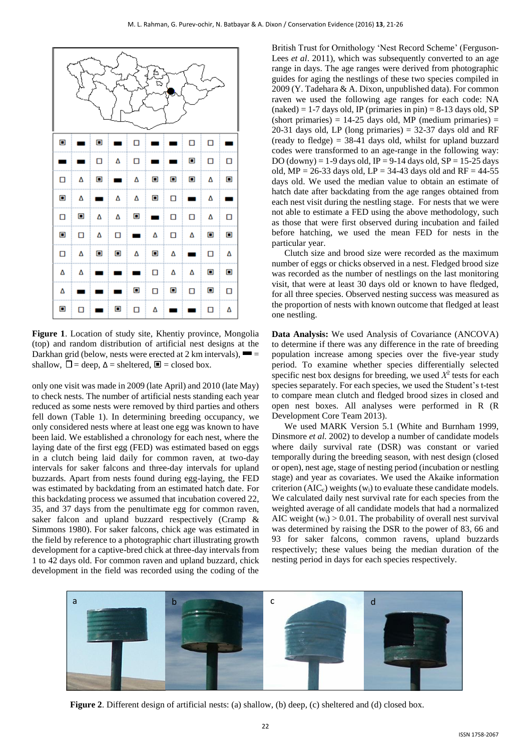**Figure 1**. Location of study site, Khentiy province, Mongolia (top) and random distribution of artificial nest designs at the Darkhan grid (below, nests were erected at 2 km intervals), ▬ = shallow, ☐ = deep, Δ = sheltered, ▣ = closed box.

only one visit was made in 2009 (late April) and 2010 (late May) to check nests. The number of artificial nests standing each year reduced as some nests were removed by third parties and others fell down (Table 1). In determining breeding occupancy, we only considered nests where at least one egg was known to have been laid. We established a chronology for each nest, where the laying date of the first egg (FED) was estimated based on eggs in a clutch being laid daily for common raven, at two-day intervals for saker falcons and three-day intervals for upland buzzards. Apart from nests found during egg-laying, the FED was estimated by backdating from an estimated hatch date. For this backdating process we assumed that incubation covered 22, 35, and 37 days from the penultimate egg for common raven, saker falcon and upland buzzard respectively (Cramp & Simmons 1980). For saker falcons, chick age was estimated in the field by reference to a photographic chart illustrating growth development for a captive-bred chick at three-day intervals from 1 to 42 days old. For common raven and upland buzzard, chick development in the field was recorded using the coding of the British Trust for Ornithology 'Nest Record Scheme' (Ferguson-Lees *et al*. 2011), which was subsequently converted to an age range in days. The age ranges were derived from photographic guides for aging the nestlings of these two species compiled in 2009 (Y. Tadehara & A. Dixon, unpublished data). For common raven we used the following age ranges for each code: NA (naked) = 1-7 days old, IP (primaries in pin) = 8-13 days old, SP (short primaries) = 14-25 days old, MP (medium primaries) = 20-31 days old, LP (long primaries) = 32-37 days old and RF (ready to fledge) = 38-41 days old, whilst for upland buzzard codes were transformed to an age-range in the following way: DO (downy) = 1-9 days old, IP = 9-14 days old, SP = 15-25 days old, MP = 26-33 days old, LP = 34-43 days old and RF = 44-55 days old. We used the median value to obtain an estimate of hatch date after backdating from the age ranges obtained from each nest visit during the nestling stage. For nests that we were not able to estimate a FED using the above methodology, such as those that were first observed during incubation and failed before hatching, we used the mean FED for nests in the particular year.

Clutch size and brood size were recorded as the maximum number of eggs or chicks observed in a nest. Fledged brood size was recorded as the number of nestlings on the last monitoring visit, that were at least 30 days old or known to have fledged, for all three species. Observed nesting success was measured as the proportion of nests with known outcome that fledged at least one nestling.

**Data Analysis:** We used Analysis of Covariance (ANCOVA) to determine if there was any difference in the rate of breeding population increase among species over the five-year study period. To examine whether species differentially selected specific nest box designs for breeding, we used $X^2$ tests for each species separately. For each species, we used the Student's t-test to compare mean clutch and fledged brood sizes in closed and open nest boxes. All analyses were performed in R (R Development Core Team 2013).

We used MARK Version 5.1 (White and Burnham 1999, Dinsmore *et al.* 2002) to develop a number of candidate models where daily survival rate (DSR) was constant or varied temporally during the breeding season, with nest design (closed or open), nest age, stage of nesting period (incubation or nestling stage) and year as covariates. We used the Akaike information criterion ($AIC_c$) weights ($w_i$) to evaluate these candidate models. We calculated daily nest survival rate for each species from the weighted average of all candidate models that had a normalized AIC weight ($w_i$) > 0.01. The probability of overall nest survival was determined by raising the DSR to the power of 83, 66 and 93 for saker falcons, common ravens, upland buzzards respectively; these values being the median duration of the nesting period in days for each species respectively.

**Figure 2**. Different design of artificial nests: (a) shallow, (b) deep, (c) sheltered and (d) closed box.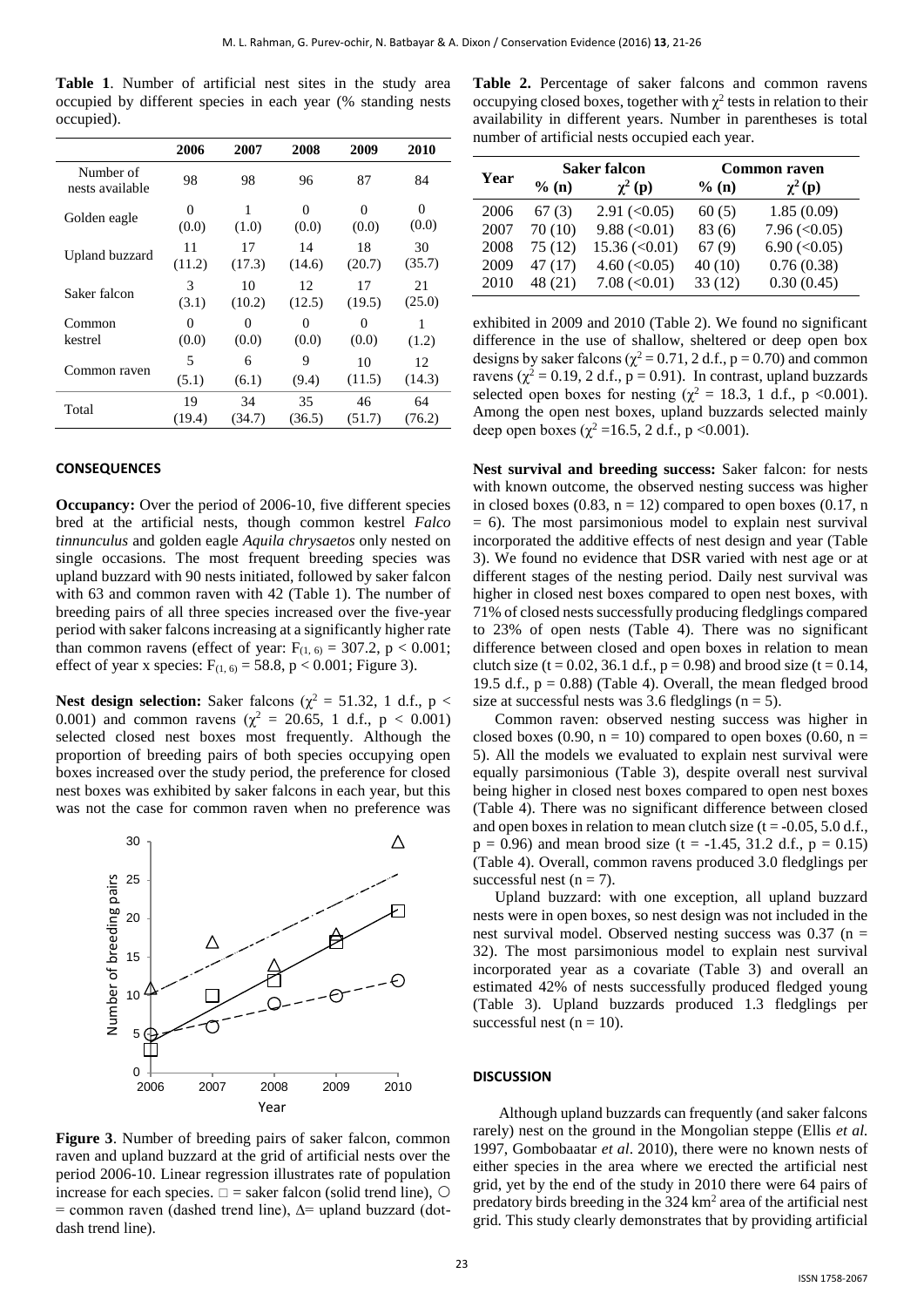**Table 1**. Number of artificial nest sites in the study area occupied by different species in each year (% standing nests occupied).

| | 2006 | 2007 | 2008 | 2009 | 2010 |
|---|---|---|---|---|---|
| Number of nests available | 98 | 98 | 96 | 87 | 84 |
| Golden eagle | 0 (0.0) | 1 (1.0) | 0 (0.0) | 0 (0.0) | 0 (0.0) |
| Upland buzzard | 11 (11.2) | 17 (17.3) | 14 (14.6) | 18 (20.7) | 30 (35.7) |
| Saker falcon | 3 (3.1) | 10 (10.2) | 12 (12.5) | 17 (19.5) | 21 (25.0) |
| Common kestrel | 0 (0.0) | 0 (0.0) | 0 (0.0) | 0 (0.0) | 1 (1.2) |
| Common raven | 5 (5.1) | 6 (6.1) | 9 (9.4) | 10 (11.5) | 12 (14.3) |
| Total | 19 (19.4) | 34 (34.7) | 35 (36.5) | 46 (51.7) | 64 (76.2) |

## CONSEQUENCES

**Occupancy:** Over the period of 2006-10, five different species bred at the artificial nests, though common kestrel *Falco tinnunculus* and golden eagle *Aquila chrysaetos* only nested on single occasions. The most frequent breeding species was upland buzzard with 90 nests initiated, followed by saker falcon with 63 and common raven with 42 (Table 1). The number of breeding pairs of all three species increased over the five-year period with saker falcons increasing at a significantly higher rate than common ravens (effect of year: $F_{(1, 6)} = 307.2$, $p < 0.001$; effect of year x species: $F_{(1, 6)} = 58.8$, $p < 0.001$; Figure 3).

**Nest design selection:** Saker falcons ($\chi^2 = 51.32$, 1 d.f., $p < 0.001$) and common ravens ($\chi^2 = 20.65$, 1 d.f., $p < 0.001$) selected closed nest boxes most frequently. Although the proportion of breeding pairs of both species occupying open boxes increased over the study period, the preference for closed nest boxes was exhibited by saker falcons in each year, but this was not the case for common raven when no preference was exhibited in 2009 and 2010 (Table 2). We found no significant difference in the use of shallow, sheltered or deep open box designs by saker falcons ($\chi^2 = 0.71$, 2 d.f., $p = 0.70$) and common ravens ($\chi^2 = 0.19$, 2 d.f., $p = 0.91$). In contrast, upland buzzards selected open boxes for nesting ($\chi^2 = 18.3$, 1 d.f., $p < 0.001$). Among the open nest boxes, upland buzzards selected mainly deep open boxes ($\chi^2 = 16.5$, 2 d.f., $p < 0.001$).

Figure 3. Number of breeding pairs of saker falcon, common raven and upland buzzard at the grid of artificial nests over the period 2006-10. Linear regression illustrates rate of population increase for each species. □ = saker falcon (solid trend line), ○ = common raven (dashed trend line), Δ= upland buzzard (dot-dash trend line).

**Table 2.** Percentage of saker falcons and common ravens occupying closed boxes, together with $\chi^2$ tests in relation to their availability in different years. Number in parentheses is total number of artificial nests occupied each year.

| Year | Saker falcon | | Common raven | |
|---|---|---|---|---|
| | % (n) | $\chi^2$ (p) | % (n) | $\chi^2$ (p) |
| 2006 | 67 (3) | 2.91 (<0.05) | 60 (5) | 1.85 (0.09) |
| 2007 | 70 (10) | 9.88 (<0.01) | 83 (6) | 7.96 (<0.05) |
| 2008 | 75 (12) | 15.36 (<0.01) | 67 (9) | 6.90 (<0.05) |
| 2009 | 47 (17) | 4.60 (<0.05) | 40 (10) | 0.76 (0.38) |
| 2010 | 48 (21) | 7.08 (<0.01) | 33 (12) | 0.30 (0.45) |

**Nest survival and breeding success:** Saker falcon: for nests with known outcome, the observed nesting success was higher in closed boxes (0.83, n = 12) compared to open boxes (0.17, n = 6). The most parsimonious model to explain nest survival incorporated the additive effects of nest design and year (Table 3). We found no evidence that DSR varied with nest age or at different stages of the nesting period. Daily nest survival was higher in closed nest boxes compared to open nest boxes, with 71% of closed nests successfully producing fledglings compared to 23% of open nests (Table 4). There was no significant difference between closed and open boxes in relation to mean clutch size ($t = 0.02$, 36.1 d.f., $p = 0.98$) and brood size ($t = 0.14$, 19.5 d.f., $p = 0.88$) (Table 4). Overall, the mean fledged brood size at successful nests was 3.6 fledglings (n = 5).

Common raven: observed nesting success was higher in closed boxes (0.90, n = 10) compared to open boxes (0.60, n = 5). All the models we evaluated to explain nest survival were equally parsimonious (Table 3), despite overall nest survival being higher in closed nest boxes compared to open nest boxes (Table 4). There was no significant difference between closed and open boxes in relation to mean clutch size ($t = -0.05$, 5.0 d.f., $p = 0.96$) and mean brood size ($t = -1.45$, 31.2 d.f., $p = 0.15$) (Table 4). Overall, common ravens produced 3.0 fledglings per successful nest (n = 7).

Upland buzzard: with one exception, all upland buzzard nests were in open boxes, so nest design was not included in the nest survival model. Observed nesting success was 0.37 (n = 32). The most parsimonious model to explain nest survival incorporated year as a covariate (Table 3) and overall an estimated 42% of nests successfully produced fledged young (Table 3). Upland buzzards produced 1.3 fledglings per successful nest (n = 10).

## DISCUSSION

Although upland buzzards can frequently (and saker falcons rarely) nest on the ground in the Mongolian steppe (Ellis *et al.* 1997, Gombobaatar *et al*. 2010), there were no known nests of either species in the area where we erected the artificial nest grid, yet by the end of the study in 2010 there were 64 pairs of predatory birds breeding in the 324 km$^2$ area of the artificial nest grid. This study clearly demonstrates that by providing artificial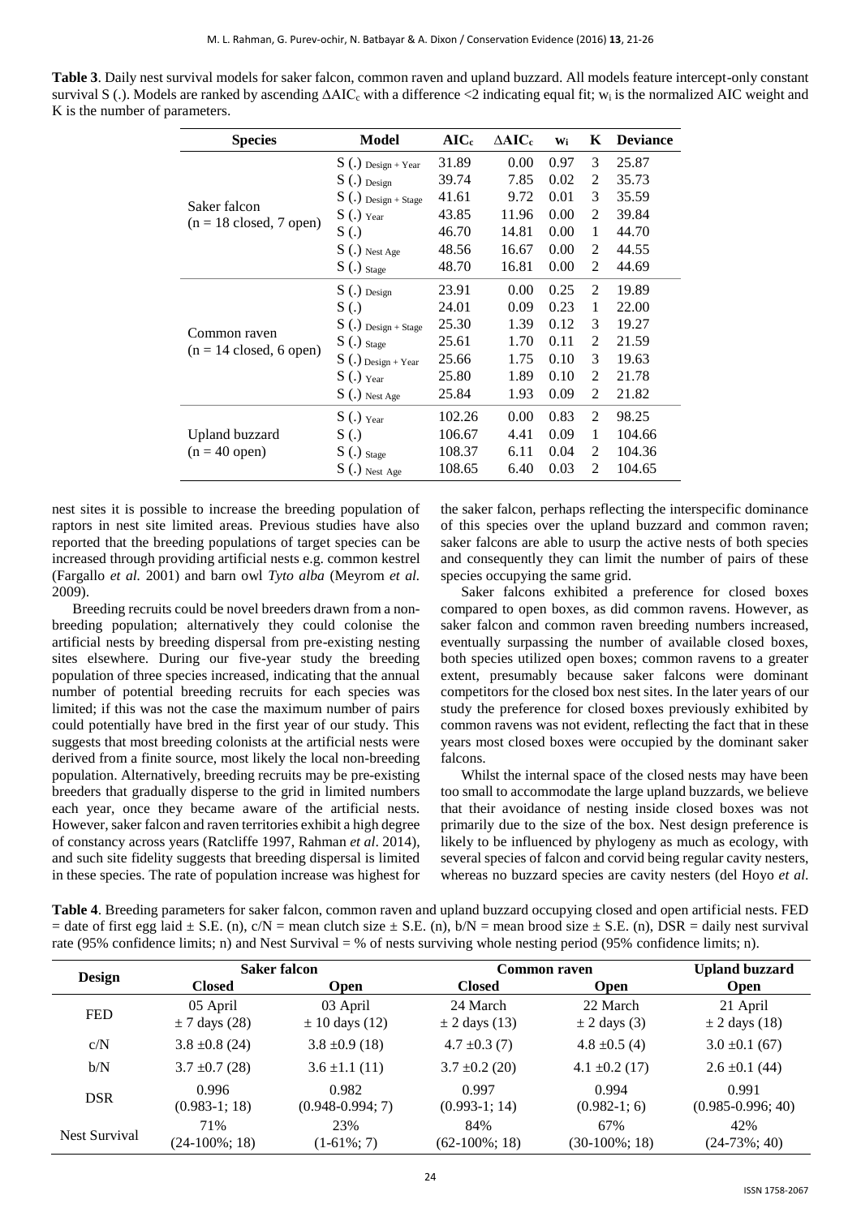**Table 3**. Daily nest survival models for saker falcon, common raven and upland buzzard. All models feature intercept-only constant survival S (.). Models are ranked by ascending $\Delta AIC_c$ with a difference <2 indicating equal fit; $w_i$ is the normalized AIC weight and K is the number of parameters.

| Species | Model | $AIC_c$ | $\Delta AIC_c$ | $w_i$ | K | Deviance |
|---|---|---|---|---|---|---|
| Saker falcon (n = 18 closed, 7 open) | $S(.)_{Design + Year}$ | 31.89 | 0.00 | 0.97 | 3 | 25.87 |
| | $S(.)_{Design}$ | 39.74 | 7.85 | 0.02 | 2 | 35.73 |
| | $S(.)_{Design + Stage}$ | 41.61 | 9.72 | 0.01 | 3 | 35.59 |
| | $S(.)_{Year}$ | 43.85 | 11.96 | 0.00 | 2 | 39.84 |
| | $S(.)$ | 46.70 | 14.81 | 0.00 | 1 | 44.70 |
| | $S(.)_{Nest Age}$ | 48.56 | 16.67 | 0.00 | 2 | 44.55 |
| | $S(.)_{Stage}$ | 48.70 | 16.81 | 0.00 | 2 | 44.69 |
| Common raven (n = 14 closed, 6 open) | $S(.)_{Design}$ | 23.91 | 0.00 | 0.25 | 2 | 19.89 |
| | $S(.)$ | 24.01 | 0.09 | 0.23 | 1 | 22.00 |
| | $S(.)_{Design + Stage}$ | 25.30 | 1.39 | 0.12 | 3 | 19.27 |
| | $S(.)_{Stage}$ | 25.61 | 1.70 | 0.11 | 2 | 21.59 |
| | $S(.)_{Design + Year}$ | 25.66 | 1.75 | 0.10 | 3 | 19.63 |
| | $S(.)_{Year}$ | 25.80 | 1.89 | 0.10 | 2 | 21.78 |
| | $S(.)_{Nest Age}$ | 25.84 | 1.93 | 0.09 | 2 | 21.82 |
| Upland buzzard (n = 40 open) | $S(.)_{Year}$ | 102.26 | 0.00 | 0.83 | 2 | 98.25 |
| | $S(.)$ | 106.67 | 4.41 | 0.09 | 1 | 104.66 |
| | $S(.)_{Stage}$ | 108.37 | 6.11 | 0.04 | 2 | 104.36 |
| | $S(.)_{Nest Age}$ | 108.65 | 6.40 | 0.03 | 2 | 104.65 |

nest sites it is possible to increase the breeding population of raptors in nest site limited areas. Previous studies have also reported that the breeding populations of target species can be increased through providing artificial nests e.g. common kestrel (Fargallo *et al.* 2001) and barn owl *Tyto alba* (Meyrom *et al.* 2009).

Breeding recruits could be novel breeders drawn from a non-breeding population; alternatively they could colonise the artificial nests by breeding dispersal from pre-existing nesting sites elsewhere. During our five-year study the breeding population of three species increased, indicating that the annual number of potential breeding recruits for each species was limited; if this was not the case the maximum number of pairs could potentially have bred in the first year of our study. This suggests that most breeding colonists at the artificial nests were derived from a finite source, most likely the local non-breeding population. Alternatively, breeding recruits may be pre-existing breeders that gradually disperse to the grid in limited numbers each year, once they became aware of the artificial nests. However, saker falcon and raven territories exhibit a high degree of constancy across years (Ratcliffe 1997, Rahman *et al*. 2014), and such site fidelity suggests that breeding dispersal is limited in these species. The rate of population increase was highest for the saker falcon, perhaps reflecting the interspecific dominance of this species over the upland buzzard and common raven; saker falcons are able to usurp the active nests of both species and consequently they can limit the number of pairs of these species occupying the same grid.

Saker falcons exhibited a preference for closed boxes compared to open boxes, as did common ravens. However, as saker falcon and common raven breeding numbers increased, eventually surpassing the number of available closed boxes, both species utilized open boxes; common ravens to a greater extent, presumably because saker falcons were dominant competitors for the closed box nest sites. In the later years of our study the preference for closed boxes previously exhibited by common ravens was not evident, reflecting the fact that in these years most closed boxes were occupied by the dominant saker falcons.

Whilst the internal space of the closed nests may have been too small to accommodate the large upland buzzards, we believe that their avoidance of nesting inside closed boxes was not primarily due to the size of the box. Nest design preference is likely to be influenced by phylogeny as much as ecology, with several species of falcon and corvid being regular cavity nesters, whereas no buzzard species are cavity nesters (del Hoyo *et al.*

**Table 4**. Breeding parameters for saker falcon, common raven and upland buzzard occupying closed and open artificial nests. FED = date of first egg laid ± S.E. (n), c/N = mean clutch size ± S.E. (n), b/N = mean brood size ± S.E. (n), DSR = daily nest survival rate (95% confidence limits; n) and Nest Survival = % of nests surviving whole nesting period (95% confidence limits; n).

| Design | Saker falcon | | Common raven | | Upland buzzard |
|---|---|---|---|---|---|
| | Closed | Open | Closed | Open | Open |
| FED | 05 April ± 7 days (28) | 03 April ± 10 days (12) | 24 March ± 2 days (13) | 22 March ± 2 days (3) | 21 April ± 2 days (18) |
| c/N | 3.8 ±0.8 (24) | 3.8 ±0.9 (18) | 4.7 ±0.3 (7) | 4.8 ±0.5 (4) | 3.0 ±0.1 (67) |
| b/N | 3.7 ±0.7 (28) | 3.6 ±1.1 (11) | 3.7 ±0.2 (20) | 4.1 ±0.2 (17) | 2.6 ±0.1 (44) |
| DSR | 0.996 (0.983-1; 18) | 0.982 (0.948-0.994; 7) | 0.997 (0.993-1; 14) | 0.994 (0.982-1; 6) | 0.991 (0.985-0.996; 40) |
| Nest Survival | 71% (24-100%; 18) | 23% (1-61%; 7) | 84% (62-100%; 18) | 67% (30-100%; 18) | 42% (24-73%; 40) |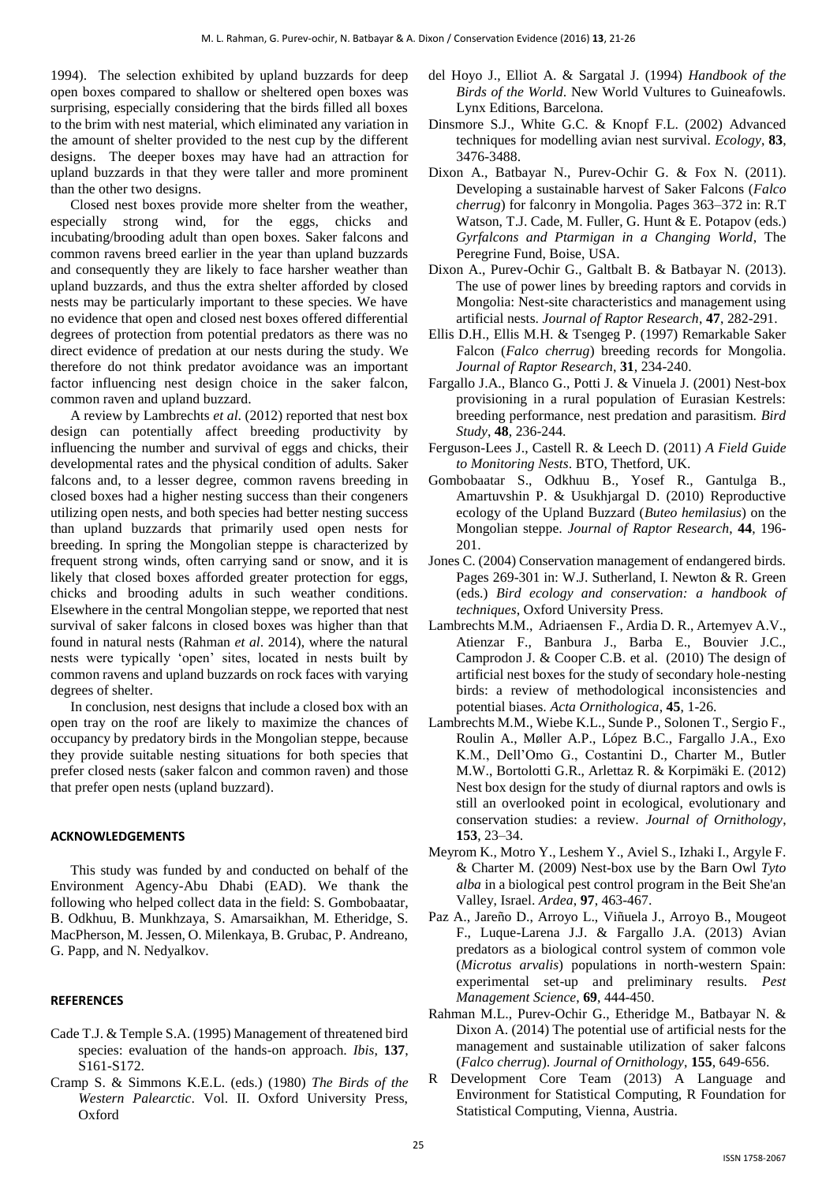1994). The selection exhibited by upland buzzards for deep open boxes compared to shallow or sheltered open boxes was surprising, especially considering that the birds filled all boxes to the brim with nest material, which eliminated any variation in the amount of shelter provided to the nest cup by the different designs. The deeper boxes may have had an attraction for upland buzzards in that they were taller and more prominent than the other two designs.

Closed nest boxes provide more shelter from the weather, especially strong wind, for the eggs, chicks and incubating/brooding adult than open boxes. Saker falcons and common ravens breed earlier in the year than upland buzzards and consequently they are likely to face harsher weather than upland buzzards, and thus the extra shelter afforded by closed nests may be particularly important to these species. We have no evidence that open and closed nest boxes offered differential degrees of protection from potential predators as there was no direct evidence of predation at our nests during the study. We therefore do not think predator avoidance was an important factor influencing nest design choice in the saker falcon, common raven and upland buzzard.

A review by Lambrechts *et al*. (2012) reported that nest box design can potentially affect breeding productivity by influencing the number and survival of eggs and chicks, their developmental rates and the physical condition of adults. Saker falcons and, to a lesser degree, common ravens breeding in closed boxes had a higher nesting success than their congeners utilizing open nests, and both species had better nesting success than upland buzzards that primarily used open nests for breeding. In spring the Mongolian steppe is characterized by frequent strong winds, often carrying sand or snow, and it is likely that closed boxes afforded greater protection for eggs, chicks and brooding adults in such weather conditions. Elsewhere in the central Mongolian steppe, we reported that nest survival of saker falcons in closed boxes was higher than that found in natural nests (Rahman *et al*. 2014), where the natural nests were typically 'open' sites, located in nests built by common ravens and upland buzzards on rock faces with varying degrees of shelter.

In conclusion, nest designs that include a closed box with an open tray on the roof are likely to maximize the chances of occupancy by predatory birds in the Mongolian steppe, because they provide suitable nesting situations for both species that prefer closed nests (saker falcon and common raven) and those that prefer open nests (upland buzzard).

## ACKNOWLEDGEMENTS

This study was funded by and conducted on behalf of the Environment Agency-Abu Dhabi (EAD). We thank the following who helped collect data in the field: S. Gombobaatar, B. Odkhuu, B. Munkhzaya, S. Amarsaikhan, M. Etheridge, S. MacPherson, M. Jessen, O. Milenkaya, B. Grubac, P. Andreano, G. Papp, and N. Nedyalkov.

## REFERENCES

Cade T.J. & Temple S.A. (1995) Management of threatened bird species: evaluation of the hands-on approach. *Ibis*, **137**, S161-S172.

Cramp S. & Simmons K.E.L. (eds.) (1980) *The Birds of the Western Palearctic*. Vol. II. Oxford University Press, Oxford

del Hoyo J., Elliot A. & Sargatal J. (1994) *Handbook of the Birds of the World*. New World Vultures to Guineafowls. Lynx Editions, Barcelona.

Dinsmore S.J., White G.C. & Knopf F.L. (2002) Advanced techniques for modelling avian nest survival. *Ecology*, **83**, 3476-3488.

Dixon A., Batbayar N., Purev-Ochir G. & Fox N. (2011). Developing a sustainable harvest of Saker Falcons (*Falco cherrug*) for falconry in Mongolia. Pages 363–372 in: R.T Watson, T.J. Cade, M. Fuller, G. Hunt & E. Potapov (eds.) *Gyrfalcons and Ptarmigan in a Changing World*, The Peregrine Fund, Boise, USA.

Dixon A., Purev-Ochir G., Galtbalt B. & Batbayar N. (2013). The use of power lines by breeding raptors and corvids in Mongolia: Nest-site characteristics and management using artificial nests. *Journal of Raptor Research*, **47**, 282-291.

Ellis D.H., Ellis M.H. & Tsengeg P. (1997) Remarkable Saker Falcon (*Falco cherrug*) breeding records for Mongolia. *Journal of Raptor Research*, **31**, 234-240.

Fargallo J.A., Blanco G., Potti J. & Vinuela J. (2001) Nest-box provisioning in a rural population of Eurasian Kestrels: breeding performance, nest predation and parasitism. *Bird Study*, **48**, 236-244.

Ferguson-Lees J., Castell R. & Leech D. (2011) *A Field Guide to Monitoring Nests*. BTO, Thetford, UK.

Gombobaatar S., Odkhuu B., Yosef R., Gantulga B., Amartuvshin P. & Usukhjargal D. (2010) Reproductive ecology of the Upland Buzzard (*Buteo hemilasius*) on the Mongolian steppe. *Journal of Raptor Research*, **44**, 196-201.

Jones C. (2004) Conservation management of endangered birds. Pages 269-301 in: W.J. Sutherland, I. Newton & R. Green (eds.) *Bird ecology and conservation: a handbook of techniques*, Oxford University Press.

Lambrechts M.M., Adriaensen F., Ardia D. R., Artemyev A.V., Atienzar F., Banbura J., Barba E., Bouvier J.C., Camprodon J. & Cooper C.B. et al. (2010) The design of artificial nest boxes for the study of secondary hole-nesting birds: a review of methodological inconsistencies and potential biases. *Acta Ornithologica*, **45**, 1-26.

Lambrechts M.M., Wiebe K.L., Sunde P., Solonen T., Sergio F., Roulin A., Møller A.P., López B.C., Fargallo J.A., Exo K.M., Dell'Omo G., Costantini D., Charter M., Butler M.W., Bortolotti G.R., Arlettaz R. & Korpimäki E. (2012) Nest box design for the study of diurnal raptors and owls is still an overlooked point in ecological, evolutionary and conservation studies: a review. *Journal of Ornithology*, **153**, 23–34.

Meyrom K., Motro Y., Leshem Y., Aviel S., Izhaki I., Argyle F. & Charter M. (2009) Nest-box use by the Barn Owl *Tyto alba* in a biological pest control program in the Beit She'an Valley, Israel. *Ardea*, **97**, 463-467.

Paz A., Jareño D., Arroyo L., Viñuela J., Arroyo B., Mougeot F., Luque-Larena J.J. & Fargallo J.A. (2013) Avian predators as a biological control system of common vole (*Microtus arvalis*) populations in north-western Spain: experimental set-up and preliminary results. *Pest Management Science*, **69**, 444-450.

Rahman M.L., Purev-Ochir G., Etheridge M., Batbayar N. & Dixon A. (2014) The potential use of artificial nests for the management and sustainable utilization of saker falcons (*Falco cherrug*). *Journal of Ornithology*, **155**, 649-656.

R Development Core Team (2013) A Language and Environment for Statistical Computing, R Foundation for Statistical Computing, Vienna, Austria.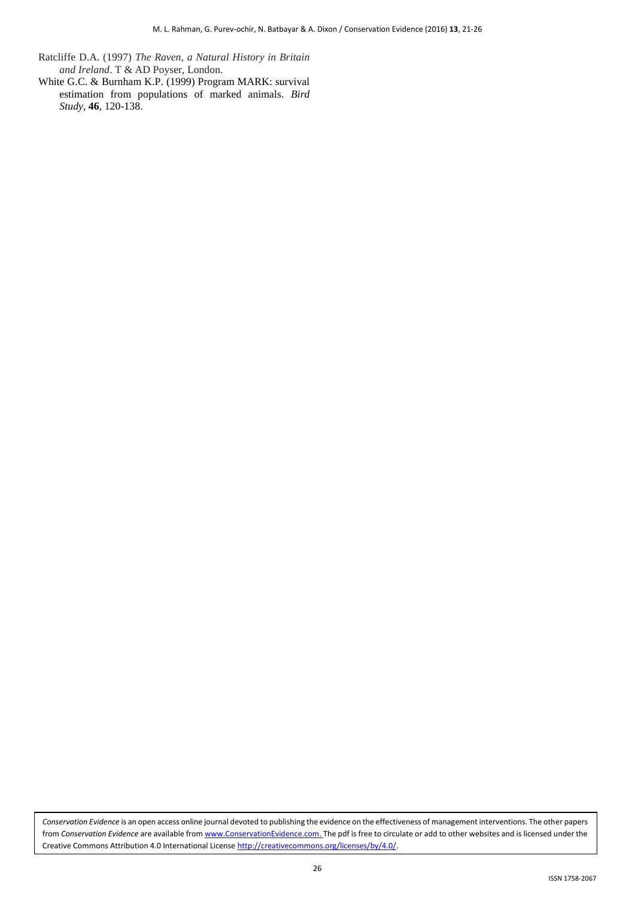Ratcliffe D.A. (1997) *The Raven, a Natural History in Britain and Ireland*. T & AD Poyser, London.

White G.C. & Burnham K.P. (1999) Program MARK: survival estimation from populations of marked animals. *Bird Study*, **46**, 120-138.

*Conservation Evidence* is an open access online journal devoted to publishing the evidence on the effectiveness of management interventions. The other papers from *Conservation Evidence* are available from www.ConservationEvidence.com. The pdf is free to circulate or add to other websites and is licensed under the Creative Commons Attribution 4.0 International License http://creativecommons.org/licenses/by/4.0/.